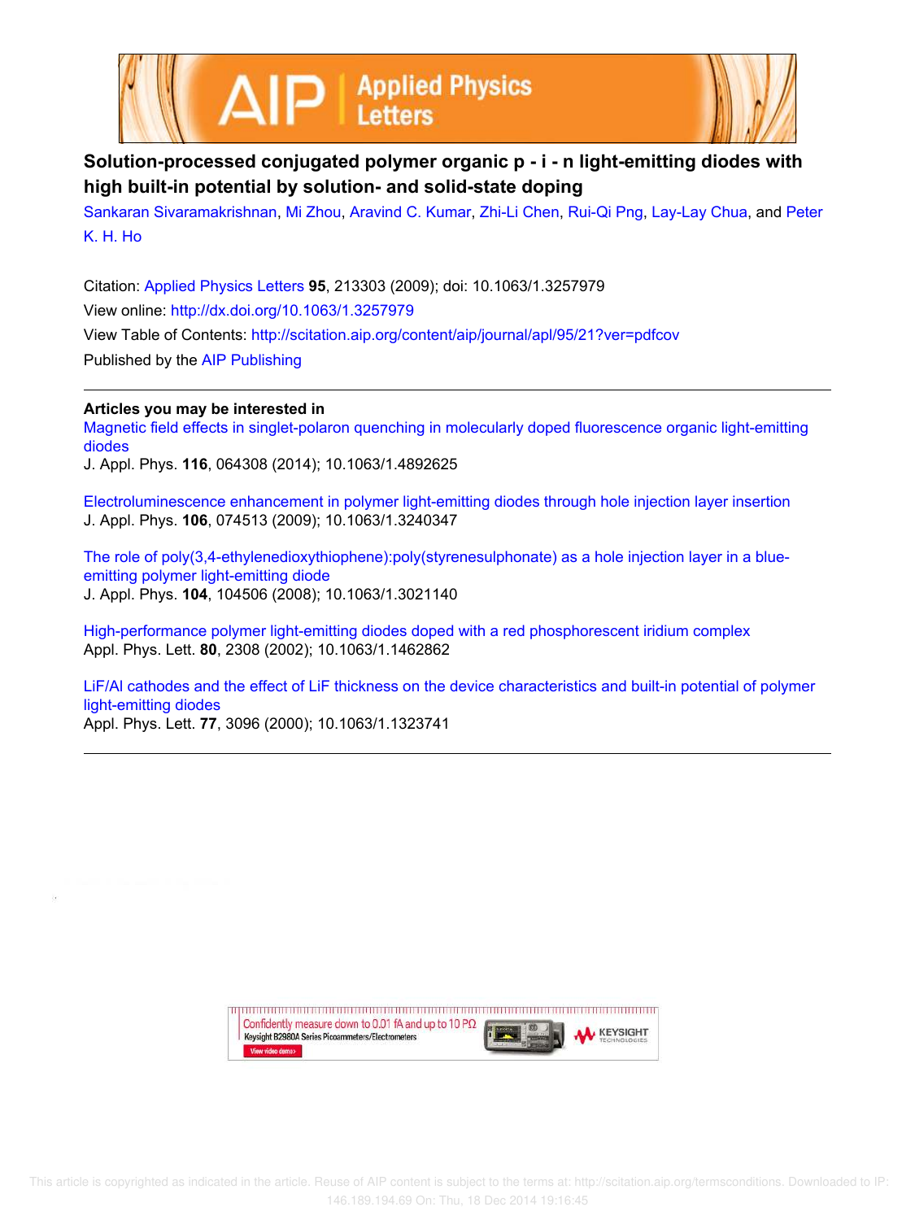# Solution-processed conjugated polymer organic p - i - n light-emitting diodes with high built-in potential by solution- and solid-state doping

Sankaran Sivaramakrishnan, Mi Zhou, Aravind C. Kumar, Zhi-Li Chen, Rui-Qi Png, Lay-Lay Chua, and Peter K. H. Ho

Citation: Applied Physics Letters **95**, 213303 (2009); doi: 10.1063/1.3257979
View online: http://dx.doi.org/10.1063/1.3257979
View Table of Contents: http://scitation.aip.org/content/aip/journal/apl/95/21?ver=pdfcov
Published by the AIP Publishing

## Articles you may be interested in

Magnetic field effects in singlet-polaron quenching in molecularly doped fluorescence organic light-emitting diodes
J. Appl. Phys. **116**, 064308 (2014); 10.1063/1.4892625

Electroluminescence enhancement in polymer light-emitting diodes through hole injection layer insertion
J. Appl. Phys. **106**, 074513 (2009); 10.1063/1.3240347

The role of poly(3,4-ethylenedioxythiophene):poly(styrenesulphonate) as a hole injection layer in a blue-emitting polymer light-emitting diode
J. Appl. Phys. **104**, 104506 (2008); 10.1063/1.3021140

High-performance polymer light-emitting diodes doped with a red phosphorescent iridium complex
Appl. Phys. Lett. **80**, 2308 (2002); 10.1063/1.1462862

LiF/Al cathodes and the effect of LiF thickness on the device characteristics and built-in potential of polymer light-emitting diodes
Appl. Phys. Lett. **77**, 3096 (2000); 10.1063/1.1323741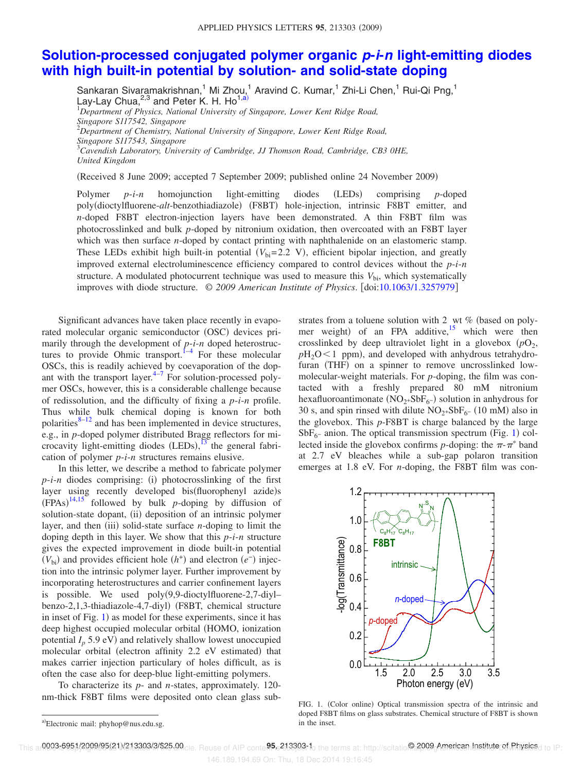# Solution-processed conjugated polymer organic *p-i-n* light-emitting diodes with high built-in potential by solution- and solid-state doping

Sankaran Sivaramakrishnan,[1] Mi Zhou,[1] Aravind C. Kumar,[1] Zhi-Li Chen,[1] Rui-Qi Png,[1] Lay-Lay Chua,[2,3] and Peter K. H. Ho[1,a)]

[1]*Department of Physics, National University of Singapore, Lower Kent Ridge Road, Singapore S117542, Singapore*
[2]*Department of Chemistry, National University of Singapore, Lower Kent Ridge Road, Singapore S117543, Singapore*
[3]*Cavendish Laboratory, University of Cambridge, JJ Thomson Road, Cambridge, CB3 0HE, United Kingdom*

(Received 8 June 2009; accepted 7 September 2009; published online 24 November 2009)

Polymer *p-i-n* homojunction light-emitting diodes (LEDs) comprising *p*-doped poly(dioctylfluorene-*alt*-benzothiadiazole) (F8BT) hole-injection, intrinsic F8BT emitter, and *n*-doped F8BT electron-injection layers have been demonstrated. A thin F8BT film was photocrosslinked and bulk *p*-doped by nitronium oxidation, then overcoated with an F8BT layer which was then surface *n*-doped by contact printing with naphthalenide on an elastomeric stamp. These LEDs exhibit high built-in potential ($V_{bi}$=2.2 V), efficient bipolar injection, and greatly improved external electroluminescence efficiency compared to control devices without the *p-i-n* structure. A modulated photocurrent technique was used to measure this $V_{bi}$, which systematically improves with diode structure. © *2009 American Institute of Physics*. [doi:10.1063/1.3257979]

Significant advances have taken place recently in evaporated molecular organic semiconductor (OSC) devices primarily through the development of *p-i-n* doped heterostructures to provide Ohmic transport.[1–4] For these molecular OSCs, this is readily achieved by coevaporation of the dopant with the transport layer.[4–7] For solution-processed polymer OSCs, however, this is a considerable challenge because of redissolution, and the difficulty of fixing a *p-i-n* profile. Thus while bulk chemical doping is known for both polarities[8–12] and has been implemented in device structures, e.g., in *p*-doped polymer distributed Bragg reflectors for microcavity light-emitting diodes (LEDs),[13] the general fabrication of polymer *p-i-n* structures remains elusive.

In this letter, we describe a method to fabricate polymer *p-i-n* diodes comprising: (i) photocrosslinking of the first layer using recently developed bis(fluorophenyl azide)s (FPAs)[14,15] followed by bulk *p*-doping by diffusion of solution-state dopant, (ii) deposition of an intrinsic polymer layer, and then (iii) solid-state surface *n*-doping to limit the doping depth in this layer. We show that this *p-i-n* structure gives the expected improvement in diode built-in potential ($V_{bi}$) and provides efficient hole ($h^+$) and electron ($e^-$) injection into the intrinsic polymer layer. Further improvement by incorporating heterostructures and carrier confinement layers is possible. We used poly(9,9-dioctylfluorene-2,7-diyl–benzo-2,1,3-thiadiazole-4,7-diyl) (F8BT, chemical structure in inset of Fig. 1) as model for these experiments, since it has deep highest occupied molecular orbital (HOMO, ionization potential $I_p$ 5.9 eV) and relatively shallow lowest unoccupied molecular orbital (electron affinity 2.2 eV estimated) that makes carrier injection particulary of holes difficult, as is often the case also for deep-blue light-emitting polymers.

To characterize its *p*- and *n*-states, approximately. 120-nm-thick F8BT films were deposited onto clean glass substrates from a toluene solution with 2 wt % (based on polymer weight) of an FPA additive,[15] which were then crosslinked by deep ultraviolet light in a glovebox ($pO_2$, $pH_2O$ < 1 ppm), and developed with anhydrous tetrahydrofuran (THF) on a spinner to remove uncrosslinked low-molecular-weight materials. For *p*-doping, the film was contacted with a freshly prepared 80 mM nitronium hexafluoroantimonate ($NO_2{}^+SbF_6{}^-$) solution in anhydrous for 30 s, and spin rinsed with dilute $NO_2{}^+SbF_6{}^-$ (10 mM) also in the glovebox. This *p*-F8BT is charge balanced by the large $SbF_6{}^-$ anion. The optical transmission spectrum (Fig. 1) collected inside the glovebox confirms *p*-doping: the $\pi$-$\pi^*$ band at 2.7 eV bleaches while a sub-gap polaron transition emerges at 1.8 eV. For *n*-doping, the F8BT film was con-

FIG. 1. (Color online) Optical transmission spectra of the intrinsic and doped F8BT films on glass substrates. Chemical structure of F8BT is shown in the inset.

[a)]Electronic mail: phyhop@nus.edu.sg.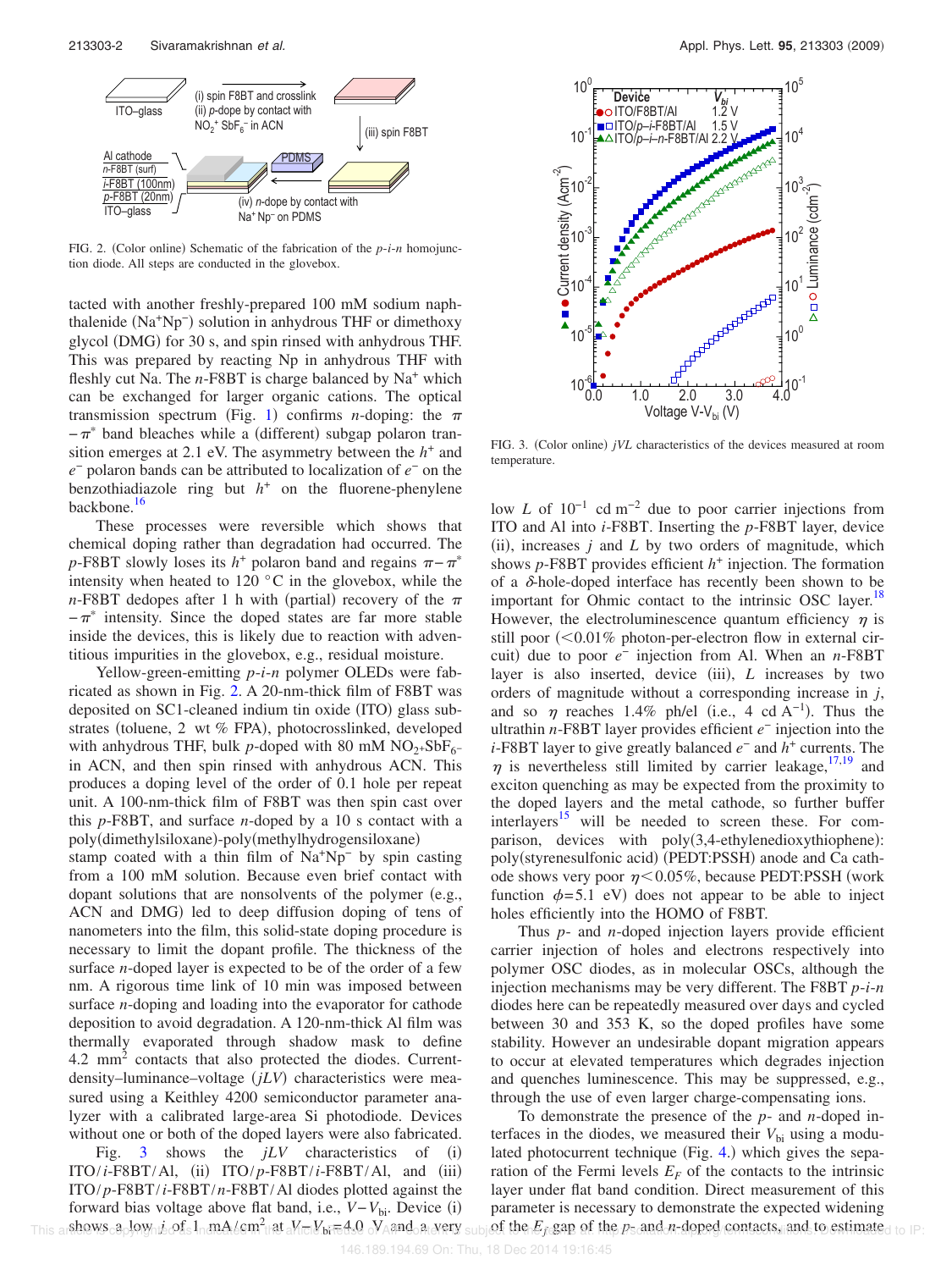FIG. 2. (Color online) Schematic of the fabrication of the *p-i-n* homojunction diode. All steps are conducted in the glovebox.

tacted with another freshly-prepared 100 mM sodium naphthalenide ($Na^+Np^-$) solution in anhydrous THF or dimethoxy glycol (DMG) for 30 s, and spin rinsed with anhydrous THF. This was prepared by reacting Np in anhydrous THF with fleshly cut Na. The *n*-F8BT is charge balanced by $Na^+$ which can be exchanged for larger organic cations. The optical transmission spectrum (Fig. 1) confirms *n*-doping: the $\pi-\pi^*$ band bleaches while a (different) subgap polaron transition emerges at 2.1 eV. The asymmetry between the $h^+$ and $e^-$ polaron bands can be attributed to localization of $e^-$ on the benzothiadiazole ring but $h^+$ on the fluorene-phenylene backbone.[16]

These processes were reversible which shows that chemical doping rather than degradation had occurred. The *p*-F8BT slowly loses its $h^+$ polaron band and regains $\pi-\pi^*$ intensity when heated to 120 °C in the glovebox, while the *n*-F8BT dedopes after 1 h with (partial) recovery of the $\pi-\pi^*$ intensity. Since the doped states are far more stable inside the devices, this is likely due to reaction with adventitious impurities in the glovebox, e.g., residual moisture.

Yellow-green-emitting *p-i-n* polymer OLEDs were fabricated as shown in Fig. 2. A 20-nm-thick film of F8BT was deposited on SC1-cleaned indium tin oxide (ITO) glass substrates (toluene, 2 wt % FPA), photocrosslinked, developed with anhydrous THF, bulk *p*-doped with 80 mM $NO_2^+SbF_6^-$ in ACN, and then spin rinsed with anhydrous ACN. This produces a doping level of the order of 0.1 hole per repeat unit. A 100-nm-thick film of F8BT was then spin cast over this *p*-F8BT, and surface *n*-doped by a 10 s contact with a poly(dimethylsiloxane)-poly(methylhydrogensiloxane) stamp coated with a thin film of $Na^+Np^-$ by spin casting from a 100 mM solution. Because even brief contact with dopant solutions that are nonsolvents of the polymer (e.g., ACN and DMG) led to deep diffusion doping of tens of nanometers into the film, this solid-state doping procedure is necessary to limit the dopant profile. The thickness of the surface *n*-doped layer is expected to be of the order of a few nm. A rigorous time link of 10 min was imposed between surface *n*-doping and loading into the evaporator for cathode deposition to avoid degradation. A 120-nm-thick Al film was thermally evaporated through shadow mask to define 4.2 $mm^2$ contacts that also protected the diodes. Current-density–luminance–voltage (*jLV*) characteristics were measured using a Keithley 4200 semiconductor parameter analyzer with a calibrated large-area Si photodiode. Devices without one or both of the doped layers were also fabricated.

Fig. 3 shows the *jLV* characteristics of (i) ITO/*i*-F8BT/Al, (ii) ITO/*p*-F8BT/*i*-F8BT/Al, and (iii) ITO/*p*-F8BT/*i*-F8BT/*n*-F8BT/Al diodes plotted against the forward bias voltage above flat band, i.e., $V-V_{bi}$. Device (i) shows a low *j* of 1 mA/$cm^2$ at $V-V_{bi}$=4.0 V and a very low *L* of $10^{-1}$ cd $m^{-2}$ due to poor carrier injections from ITO and Al into F8BT. Inserting the *p*-F8BT layer, device (ii), increases *j* and *L* by two orders of magnitude, which shows *p*-F8BT provides efficient $h^+$ injection. The formation of a $\delta$-hole-doped interface has recently been shown to be important for Ohmic contact to the intrinsic OSC layer.[18] However, the electroluminescence quantum efficiency $\eta$ is still poor (<0.01% photon-per-electron flow in external circuit) due to poor $e^-$ injection from Al. When an *n*-F8BT layer is also inserted, device (iii), *L* increases by two orders of magnitude without a corresponding increase in *j*, and so $\eta$ reaches 1.4% ph/el (i.e., 4 cd $A^{-1}$). Thus the ultrathin *n*-F8BT layer provides efficient $e^-$ injection into the *i*-F8BT layer to give greatly balanced $e^-$ and $h^+$ currents. The $\eta$ is nevertheless still limited by carrier leakage,[17,19] and exciton quenching as may be expected from the proximity to the doped layers and the metal cathode, so further buffer interlayers[15] will be needed to screen these. For comparison, devices with poly(3,4-ethylenedioxythiophene):poly(styrenesulfonic acid) (PEDT:PSSH) anode and Ca cathode shows very poor $\eta$<0.05%, because PEDT:PSSH (work function $\phi$=5.1 eV) does not appear to be able to inject holes efficiently into the HOMO of F8BT.

Thus *p*- and *n*-doped injection layers provide efficient carrier injection of holes and electrons respectively into polymer OSC diodes, as in molecular OSCs, although the injection mechanisms may be very different. The F8BT *p-i-n* diodes here can be repeatedly measured over days and cycled between 30 and 353 K, so the doped profiles have some stability. However an undesirable dopant migration appears to occur at elevated temperatures which degrades injection and quenches luminescence. This may be suppressed, e.g., through the use of even larger charge-compensating ions.

To demonstrate the presence of the *p*- and *n*-doped interfaces in the diodes, we measured their $V_{bi}$ using a modulated photocurrent technique (Fig. 4.) which gives the separation of the Fermi levels $E_F$ of the contacts to the intrinsic layer under flat band condition. Direct measurement of this parameter is necessary to demonstrate the expected widening of the $E_F$ gap of the *p*- and *n*-doped contacts, and to estimate

FIG. 3. (Color online) *jVL* characteristics of the devices measured at room temperature.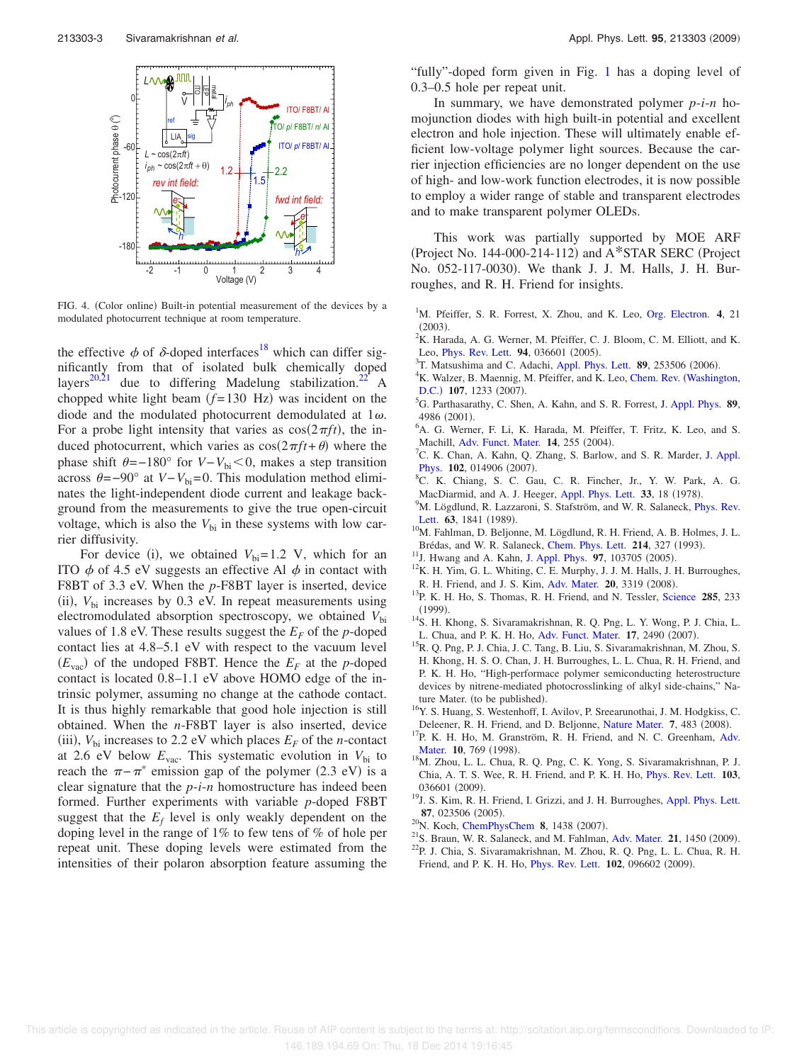L
V
ref
LIA
sig
$i_{ph}$
ITO
PEDT
metal
$L \sim \cos(2\pi ft)$
$i_{ph} \sim \cos(2\pi ft + \theta)$
rev int field:
fwd int field:
ITO/ F8BT/ Al
ITO/ p/ F8BT/ n/ Al
ITO/ p/ F8BT/ Al
1.2
1.5
2.2
Photocurrent phase θ (°)
0
-60
-120
-180
-2
-1
0
1
2
3
4
Voltage (V)

FIG. 4. (Color online) Built-in potential measurement of the devices by a modulated photocurrent technique at room temperature.

the effective $\phi$ of $\delta$-doped interfaces[18] which can differ significantly from that of isolated bulk chemically doped layers[20,21] due to differing Madelung stabilization.[22] A chopped white light beam ($f$=130 Hz) was incident on the diode and the modulated photocurrent demodulated at $1\omega$. For a probe light intensity that varies as $\cos(2\pi ft)$, the induced photocurrent, which varies as $\cos(2\pi ft+\theta)$ where the phase shift $\theta=-180°$ for $V-V_{bi}<0$, makes a step transition across $\theta=-90°$ at $V-V_{bi}=0$. This modulation method eliminates the light-independent diode current and leakage background from the measurements to give the true open-circuit voltage, which is also the $V_{bi}$ in these systems with low carrier diffusivity.

For device (i), we obtained $V_{bi}$=1.2 V, which for an ITO $\phi$ of 4.5 eV suggests an effective Al $\phi$ in contact with F8BT of 3.3 eV. When the $p$-F8BT layer is inserted, device (ii), $V_{bi}$ increases by 0.3 eV. In repeat measurements using electromodulated absorption spectroscopy, we obtained $V_{bi}$ values of 1.8 eV. These results suggest the $E_F$ of the $p$-doped contact lies at 4.8–5.1 eV with respect to the vacuum level ($E_{vac}$) of the undoped F8BT. Hence the $E_F$ at the $p$-doped contact is located 0.8–1.1 eV above HOMO edge of the intrinsic polymer, assuming no change at the cathode contact. It is thus highly remarkable that good hole injection is still obtained. When the $n$-F8BT layer is also inserted, device (iii), $V_{bi}$ increases to 2.2 eV which places $E_F$ of the $n$-contact at 2.6 eV below $E_{vac}$. This systematic evolution in $V_{bi}$ to reach the $\pi-\pi^*$ emission gap of the polymer (2.3 eV) is a clear signature that the $p$-$i$-$n$ homostructure has indeed been formed. Further experiments with variable $p$-doped F8BT suggest that the $E_f$ level is only weakly dependent on the doping level in the range of 1% to few tens of % of hole per repeat unit. These doping levels were estimated from the intensities of their polaron absorption feature assuming the "fully"-doped form given in Fig. 1 has a doping level of 0.3–0.5 hole per repeat unit.

In summary, we have demonstrated polymer $p$-$i$-$n$ homojunction diodes with high built-in potential and excellent electron and hole injection. These will ultimately enable efficient low-voltage polymer light sources. Because the carrier injection efficiencies are no longer dependent on the use of high- and low-work function electrodes, it is now possible to employ a wider range of stable and transparent electrodes and to make transparent polymer OLEDs.

This work was partially supported by MOE ARF (Project No. 144-000-214-112) and A*STAR SERC (Project No. 052-117-0030). We thank J. J. M. Halls, J. H. Burroughes, and R. H. Friend for insights.

[1] M. Pfeiffer, S. R. Forrest, X. Zhou, and K. Leo, Org. Electron. **4**, 21 (2003).
[2] K. Harada, A. G. Werner, M. Pfeiffer, C. J. Bloom, C. M. Elliott, and K. Leo, Phys. Rev. Lett. **94**, 036601 (2005).
[3] T. Matsushima and C. Adachi, Appl. Phys. Lett. **89**, 253506 (2006).
[4] K. Walzer, B. Maennig, M. Pfeiffer, and K. Leo, Chem. Rev. (Washington, D.C.) **107**, 1233 (2007).
[5] G. Parthasarathy, C. Shen, A. Kahn, and S. R. Forrest, J. Appl. Phys. **89**, 4986 (2001).
[6] A. G. Werner, F. Li, K. Harada, M. Pfeiffer, T. Fritz, K. Leo, and S. Machill, Adv. Funct. Mater. **14**, 255 (2004).
[7] C. K. Chan, A. Kahn, Q. Zhang, S. Barlow, and S. R. Marder, J. Appl. Phys. **102**, 014906 (2007).
[8] C. K. Chiang, S. C. Gau, C. R. Fincher, Jr., Y. W. Park, A. G. MacDiarmid, and A. J. Heeger, Appl. Phys. Lett. **33**, 18 (1978).
[9] M. Lögdlund, R. Lazzaroni, S. Stafström, and W. R. Salaneck, Phys. Rev. Lett. **63**, 1841 (1989).
[10] M. Fahlman, D. Beljonne, M. Lögdlund, R. H. Friend, A. B. Holmes, J. L. Brédas, and W. R. Salaneck, Chem. Phys. Lett. **214**, 327 (1993).
[11] J. Hwang and A. Kahn, J. Appl. Phys. **97**, 103705 (2005).
[12] K. H. Yim, G. L. Whiting, C. E. Murphy, J. J. M. Halls, J. H. Burroughes, R. H. Friend, and J. S. Kim, Adv. Mater. **20**, 3319 (2008).
[13] P. K. H. Ho, S. Thomas, R. H. Friend, and N. Tessler, Science **285**, 233 (1999).
[14] S. H. Khong, S. Sivaramakrishnan, R. Q. Png, L. Y. Wong, P. J. Chia, L. L. Chua, and P. K. H. Ho, Adv. Funct. Mater. **17**, 2490 (2007).
[15] R. Q. Png, P. J. Chia, J. C. Tang, B. Liu, S. Sivaramakrishnan, M. Zhou, S. H. Khong, H. S. O. Chan, J. H. Burroughes, L. L. Chua, R. H. Friend, and P. K. H. Ho, "High-performance polymer semiconducting heterostructure devices by nitrene-mediated photocrosslinking of alkyl side-chains," Nature Mater. (to be published).
[16] Y. S. Huang, S. Westenhoff, I. Avilov, P. Sreearunothai, J. M. Hodgkiss, C. Deleener, R. H. Friend, and D. Beljonne, Nature Mater. **7**, 483 (2008).
[17] P. K. H. Ho, M. Granström, R. H. Friend, and N. C. Greenham, Adv. Mater. **10**, 769 (1998).
[18] M. Zhou, L. L. Chua, R. Q. Png, C. K. Yong, S. Sivaramakrishnan, P. J. Chia, A. T. S. Wee, R. H. Friend, and P. K. H. Ho, Phys. Rev. Lett. **103**, 036601 (2009).
[19] J. S. Kim, R. H. Friend, I. Grizzi, and J. H. Burroughes, Appl. Phys. Lett. **87**, 023506 (2005).
[20] N. Koch, ChemPhysChem **8**, 1438 (2007).
[21] S. Braun, W. R. Salaneck, and M. Fahlman, Adv. Mater. **21**, 1450 (2009).
[22] P. J. Chia, S. Sivaramakrishnan, M. Zhou, R. Q. Png, L. L. Chua, R. H. Friend, and P. K. H. Ho, Phys. Rev. Lett. **102**, 096602 (2009).